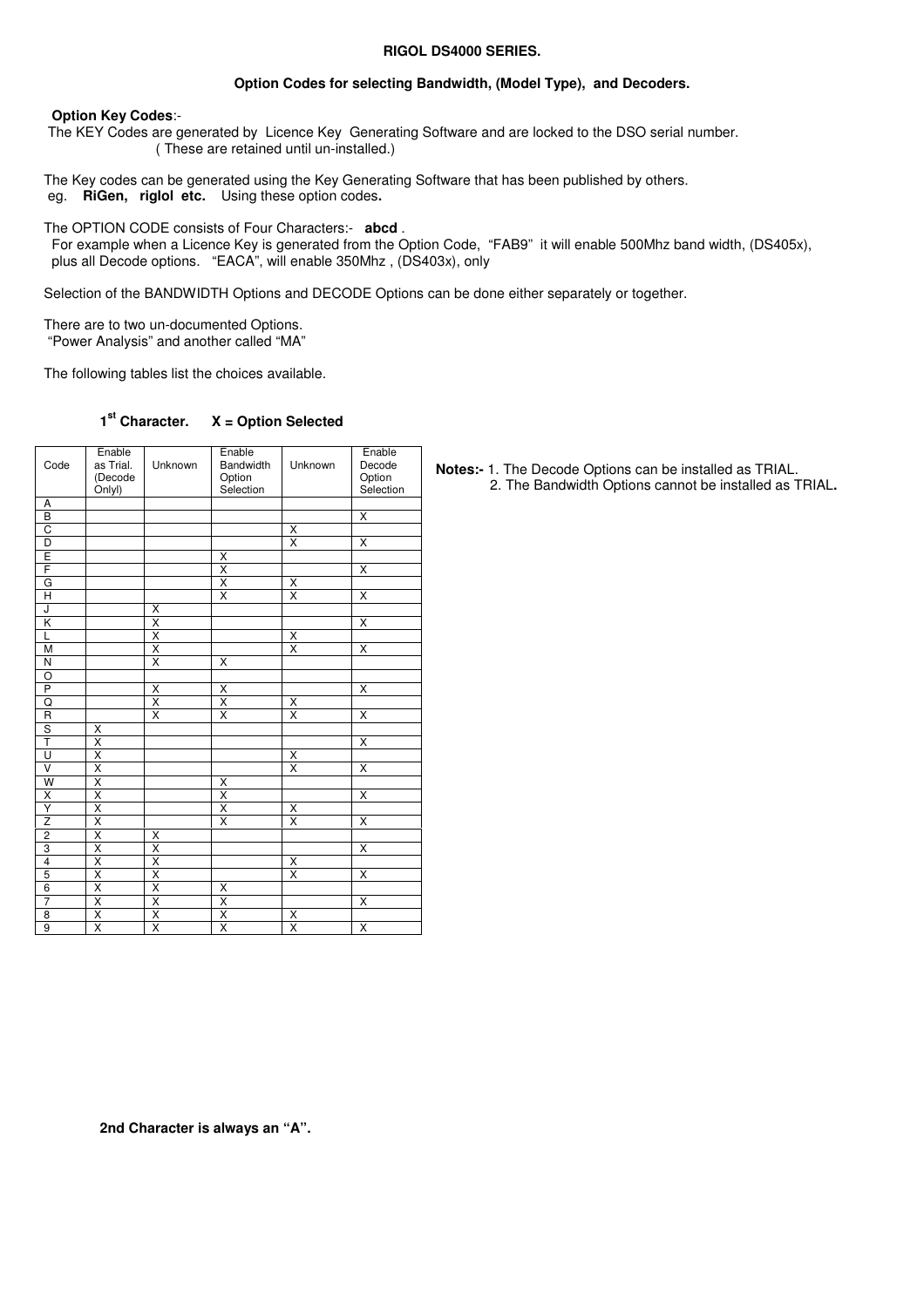**RIGOL DS4000 SERIES.**

**Option Codes for selecting Bandwidth, (Model Type), and Decoders.**

**Option Key Codes**:-

The KEY Codes are generated by Licence Key Generating Software and are locked to the DSO serial number.
( These are retained until un-installed.)

The Key codes can be generated using the Key Generating Software that has been published by others.
eg. **RiGen, riglol etc.** Using these option codes**.**

The OPTION CODE consists of Four Characters:- **abcd** .
For example when a Licence Key is generated from the Option Code, "FAB9" it will enable 500Mhz band width, (DS405x), plus all Decode options. "EACA", will enable 350Mhz , (DS403x), only

Selection of the BANDWIDTH Options and DECODE Options can be done either separately or together.

There are to two un-documented Options.
"Power Analysis" and another called "MA"

The following tables list the choices available.

**1st Character. X = Option Selected**

| Code | Enable as Trial. (Decode Onlyl) | Unknown | Enable Bandwidth Option Selection | Unknown | Enable Decode Option Selection |
|---|---|---|---|---|---|
| A | | | | | |
| B | | | | | X |
| C | | | | X | |
| D | | | | X | X |
| E | | | X | | |
| F | | | X | | X |
| G | | | X | X | |
| H | | | X | X | X |
| J | | X | | | |
| K | | X | | | X |
| L | | X | | X | |
| M | | X | | X | X |
| N | | X | X | | |
| O | | | | | |
| P | | X | X | | X |
| Q | | X | X | X | |
| R | | X | X | X | X |
| S | X | | | | |
| T | X | | | | X |
| U | X | | | X | |
| V | X | | | X | X |
| W | X | | X | | |
| X | X | | X | | X |
| Y | X | | X | X | |
| Z | X | | X | X | X |
| 2 | X | X | | | |
| 3 | X | X | | | X |
| 4 | X | X | | X | |
| 5 | X | X | | X | X |
| 6 | X | X | X | | |
| 7 | X | X | X | | X |
| 8 | X | X | X | X | |
| 9 | X | X | X | X | X |

**Notes:-** 1. The Decode Options can be installed as TRIAL.
2. The Bandwidth Options cannot be installed as TRIAL**.**

**2nd Character is always an "A".**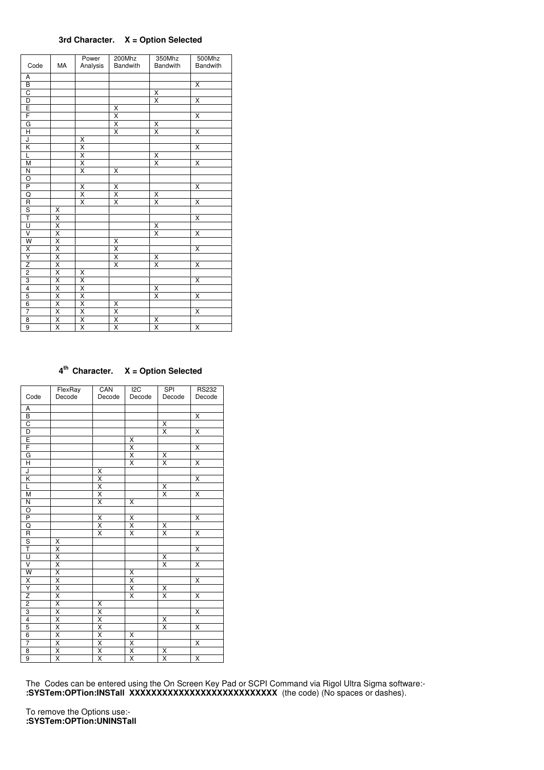**3rd Character.     X = Option Selected**

| Code | MA | Power Analysis | 200Mhz Bandwith | 350Mhz Bandwith | 500Mhz Bandwith |
|---|---|---|---|---|---|
| A | | | | | |
| B | | | | | X |
| C | | | | X | |
| D | | | | X | X |
| E | | | X | | |
| F | | | X | | X |
| G | | | X | X | |
| H | | | X | X | X |
| J | | X | | | |
| K | | X | | | X |
| L | | X | | X | |
| M | | X | | X | X |
| N | | X | X | | |
| O | | | | | |
| P | | X | X | | X |
| Q | | X | X | X | |
| R | | X | X | X | X |
| S | X | | | | |
| T | X | | | | X |
| U | X | | | X | |
| V | X | | | X | X |
| W | X | | X | | |
| X | X | | X | | X |
| Y | X | | X | X | |
| Z | X | | X | X | X |
| 2 | X | X | | | |
| 3 | X | X | | | X |
| 4 | X | X | | X | |
| 5 | X | X | | X | X |
| 6 | X | X | X | | |
| 7 | X | X | X | | X |
| 8 | X | X | X | X | |
| 9 | X | X | X | X | X |

**4th Character.     X = Option Selected**

| Code | FlexRay Decode | CAN Decode | I2C Decode | SPI Decode | RS232 Decode |
|---|---|---|---|---|---|
| A | | | | | |
| B | | | | | X |
| C | | | | X | |
| D | | | | X | X |
| E | | | X | | |
| F | | | X | | X |
| G | | | X | X | |
| H | | | X | X | X |
| J | | X | | | |
| K | | X | | | X |
| L | | X | | X | |
| M | | X | | X | X |
| N | | X | X | | |
| O | | | | | |
| P | | X | X | | X |
| Q | | X | X | X | |
| R | | X | X | X | X |
| S | X | | | | |
| T | X | | | | X |
| U | X | | | X | |
| V | X | | | X | X |
| W | X | | X | | |
| X | X | | X | | X |
| Y | X | | X | X | |
| Z | X | | X | X | X |
| 2 | X | X | | | |
| 3 | X | X | | | X |
| 4 | X | X | | X | |
| 5 | X | X | | X | X |
| 6 | X | X | X | | |
| 7 | X | X | X | | X |
| 8 | X | X | X | X | |
| 9 | X | X | X | X | X |

The  Codes can be entered using the On Screen Key Pad or SCPI Command via Rigol Ultra Sigma software:-
**:SYSTem:OPTion:INSTall  XXXXXXXXXXXXXXXXXXXXXXXXXXX**  (the code) (No spaces or dashes).

To remove the Options use:-
**:SYSTem:OPTion:UNINSTall**